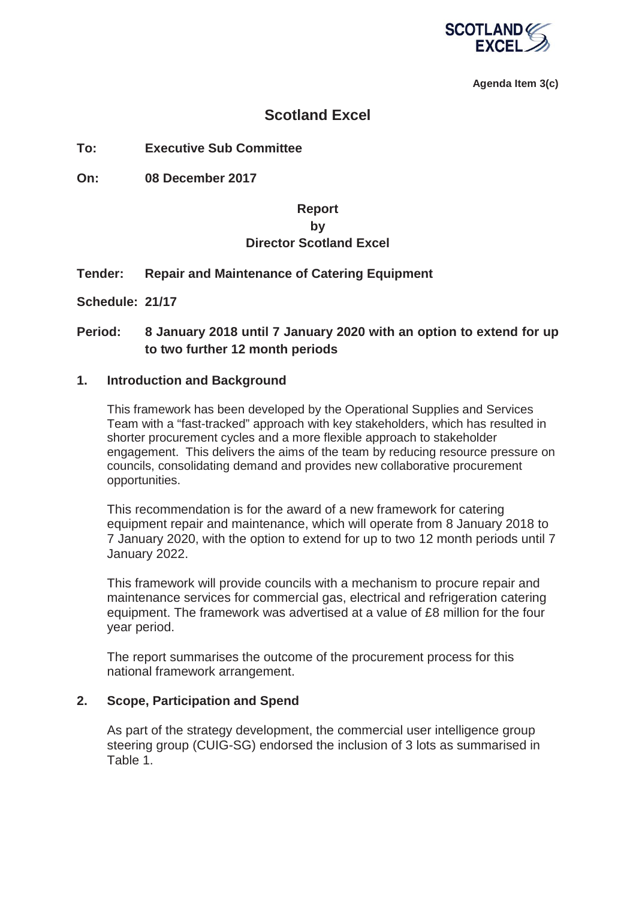**Agenda Item 3(c)**

# Scotland Excel

**To:** **Executive Sub Committee**

**On:** **08 December 2017**

**Report**
**by**
**Director Scotland Excel**

**Tender:** **Repair and Maintenance of Catering Equipment**

**Schedule: 21/17**

**Period:** **8 January 2018 until 7 January 2020 with an option to extend for up to two further 12 month periods**

## 1. Introduction and Background

This framework has been developed by the Operational Supplies and Services Team with a "fast-tracked" approach with key stakeholders, which has resulted in shorter procurement cycles and a more flexible approach to stakeholder engagement. This delivers the aims of the team by reducing resource pressure on councils, consolidating demand and provides new collaborative procurement opportunities.

This recommendation is for the award of a new framework for catering equipment repair and maintenance, which will operate from 8 January 2018 to 7 January 2020, with the option to extend for up to two 12 month periods until 7 January 2022.

This framework will provide councils with a mechanism to procure repair and maintenance services for commercial gas, electrical and refrigeration catering equipment. The framework was advertised at a value of £8 million for the four year period.

The report summarises the outcome of the procurement process for this national framework arrangement.

## 2. Scope, Participation and Spend

As part of the strategy development, the commercial user intelligence group steering group (CUIG-SG) endorsed the inclusion of 3 lots as summarised in Table 1.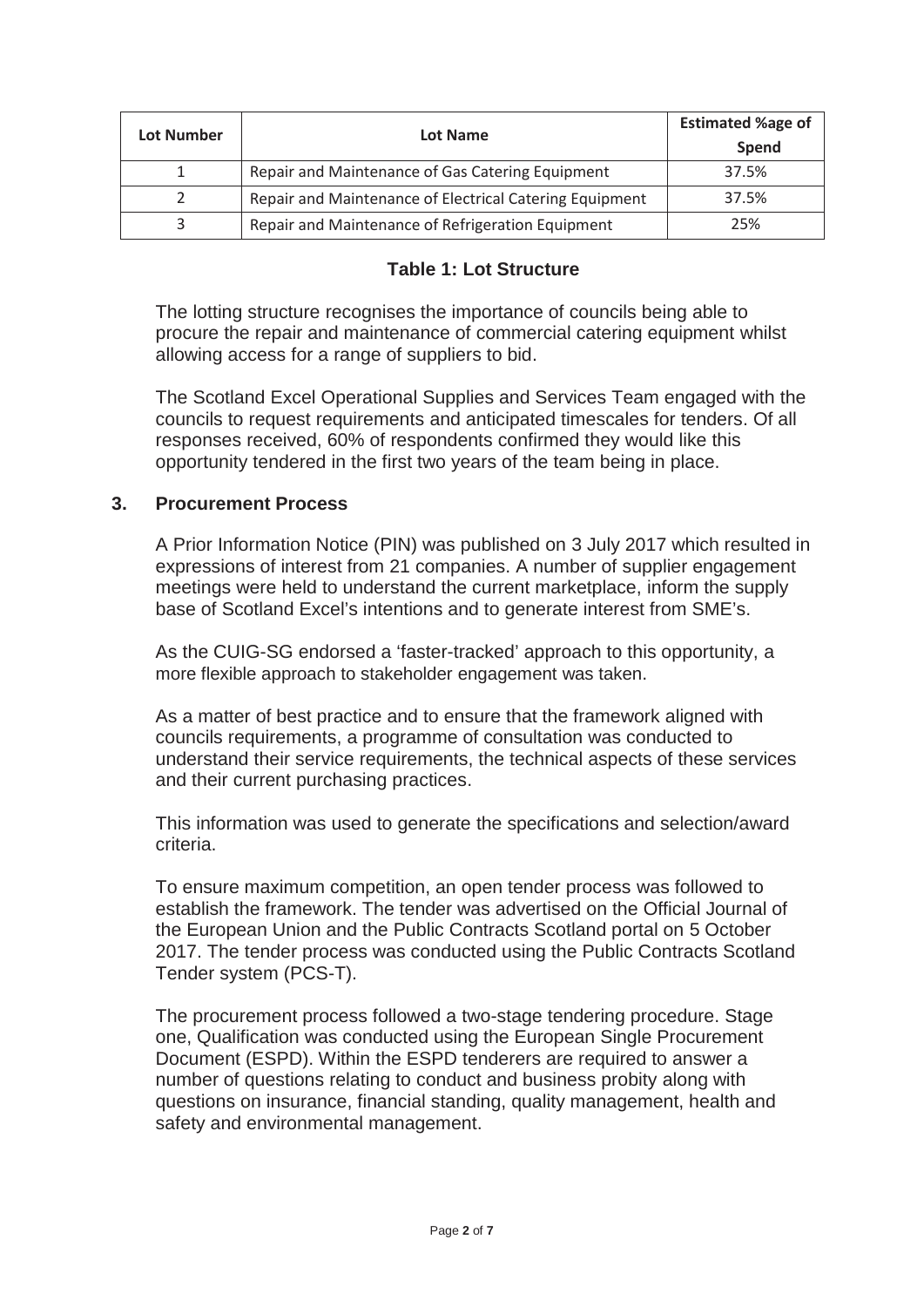| Lot Number | Lot Name | Estimated %age of Spend |
|---|---|---|
| 1 | Repair and Maintenance of Gas Catering Equipment | 37.5% |
| 2 | Repair and Maintenance of Electrical Catering Equipment | 37.5% |
| 3 | Repair and Maintenance of Refrigeration Equipment | 25% |

**Table 1: Lot Structure**

The lotting structure recognises the importance of councils being able to procure the repair and maintenance of commercial catering equipment whilst allowing access for a range of suppliers to bid.

The Scotland Excel Operational Supplies and Services Team engaged with the councils to request requirements and anticipated timescales for tenders. Of all responses received, 60% of respondents confirmed they would like this opportunity tendered in the first two years of the team being in place.

## 3. Procurement Process

A Prior Information Notice (PIN) was published on 3 July 2017 which resulted in expressions of interest from 21 companies. A number of supplier engagement meetings were held to understand the current marketplace, inform the supply base of Scotland Excel's intentions and to generate interest from SME's.

As the CUIG-SG endorsed a 'faster-tracked' approach to this opportunity, a more flexible approach to stakeholder engagement was taken.

As a matter of best practice and to ensure that the framework aligned with councils requirements, a programme of consultation was conducted to understand their service requirements, the technical aspects of these services and their current purchasing practices.

This information was used to generate the specifications and selection/award criteria.

To ensure maximum competition, an open tender process was followed to establish the framework. The tender was advertised on the Official Journal of the European Union and the Public Contracts Scotland portal on 5 October 2017. The tender process was conducted using the Public Contracts Scotland Tender system (PCS-T).

The procurement process followed a two-stage tendering procedure. Stage one, Qualification was conducted using the European Single Procurement Document (ESPD). Within the ESPD tenderers are required to answer a number of questions relating to conduct and business probity along with questions on insurance, financial standing, quality management, health and safety and environmental management.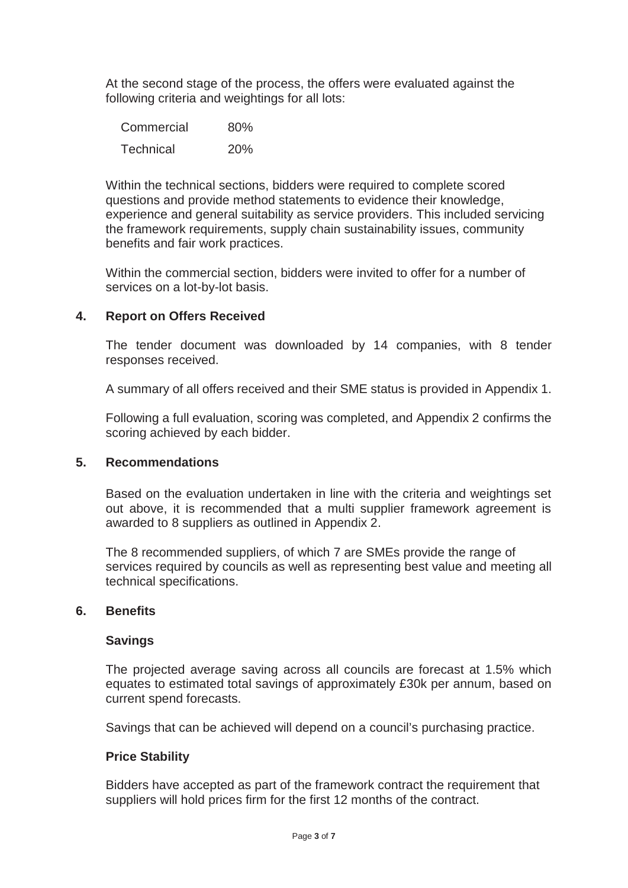At the second stage of the process, the offers were evaluated against the following criteria and weightings for all lots:

| | |
|---|---|
| Commercial | 80% |
| Technical | 20% |

Within the technical sections, bidders were required to complete scored questions and provide method statements to evidence their knowledge, experience and general suitability as service providers. This included servicing the framework requirements, supply chain sustainability issues, community benefits and fair work practices.

Within the commercial section, bidders were invited to offer for a number of services on a lot-by-lot basis.

## 4. Report on Offers Received

The tender document was downloaded by 14 companies, with 8 tender responses received.

A summary of all offers received and their SME status is provided in Appendix 1.

Following a full evaluation, scoring was completed, and Appendix 2 confirms the scoring achieved by each bidder.

## 5. Recommendations

Based on the evaluation undertaken in line with the criteria and weightings set out above, it is recommended that a multi supplier framework agreement is awarded to 8 suppliers as outlined in Appendix 2.

The 8 recommended suppliers, of which 7 are SMEs provide the range of services required by councils as well as representing best value and meeting all technical specifications.

## 6. Benefits

### Savings

The projected average saving across all councils are forecast at 1.5% which equates to estimated total savings of approximately £30k per annum, based on current spend forecasts.

Savings that can be achieved will depend on a council's purchasing practice.

### Price Stability

Bidders have accepted as part of the framework contract the requirement that suppliers will hold prices firm for the first 12 months of the contract.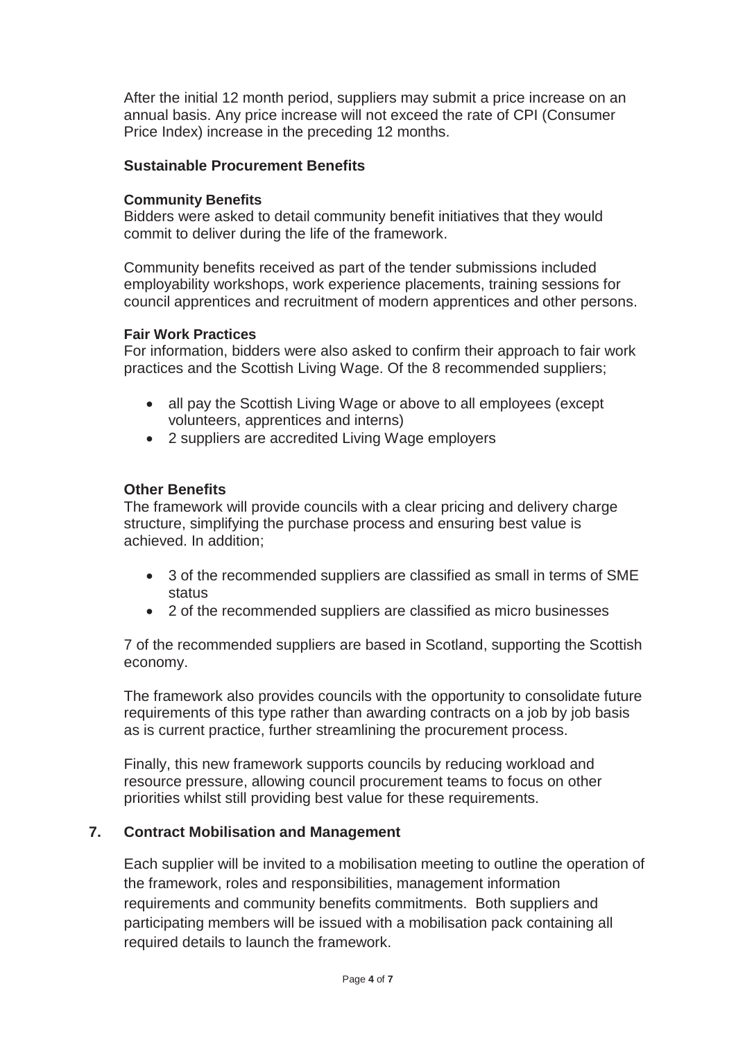After the initial 12 month period, suppliers may submit a price increase on an annual basis. Any price increase will not exceed the rate of CPI (Consumer Price Index) increase in the preceding 12 months.

### Sustainable Procurement Benefits

#### Community Benefits

Bidders were asked to detail community benefit initiatives that they would commit to deliver during the life of the framework.

Community benefits received as part of the tender submissions included employability workshops, work experience placements, training sessions for council apprentices and recruitment of modern apprentices and other persons.

#### Fair Work Practices

For information, bidders were also asked to confirm their approach to fair work practices and the Scottish Living Wage. Of the 8 recommended suppliers;

- all pay the Scottish Living Wage or above to all employees (except volunteers, apprentices and interns)
- 2 suppliers are accredited Living Wage employers

#### Other Benefits

The framework will provide councils with a clear pricing and delivery charge structure, simplifying the purchase process and ensuring best value is achieved. In addition;

- 3 of the recommended suppliers are classified as small in terms of SME status
- 2 of the recommended suppliers are classified as micro businesses

7 of the recommended suppliers are based in Scotland, supporting the Scottish economy.

The framework also provides councils with the opportunity to consolidate future requirements of this type rather than awarding contracts on a job by job basis as is current practice, further streamlining the procurement process.

Finally, this new framework supports councils by reducing workload and resource pressure, allowing council procurement teams to focus on other priorities whilst still providing best value for these requirements.

## 7. Contract Mobilisation and Management

Each supplier will be invited to a mobilisation meeting to outline the operation of the framework, roles and responsibilities, management information requirements and community benefits commitments. Both suppliers and participating members will be issued with a mobilisation pack containing all required details to launch the framework.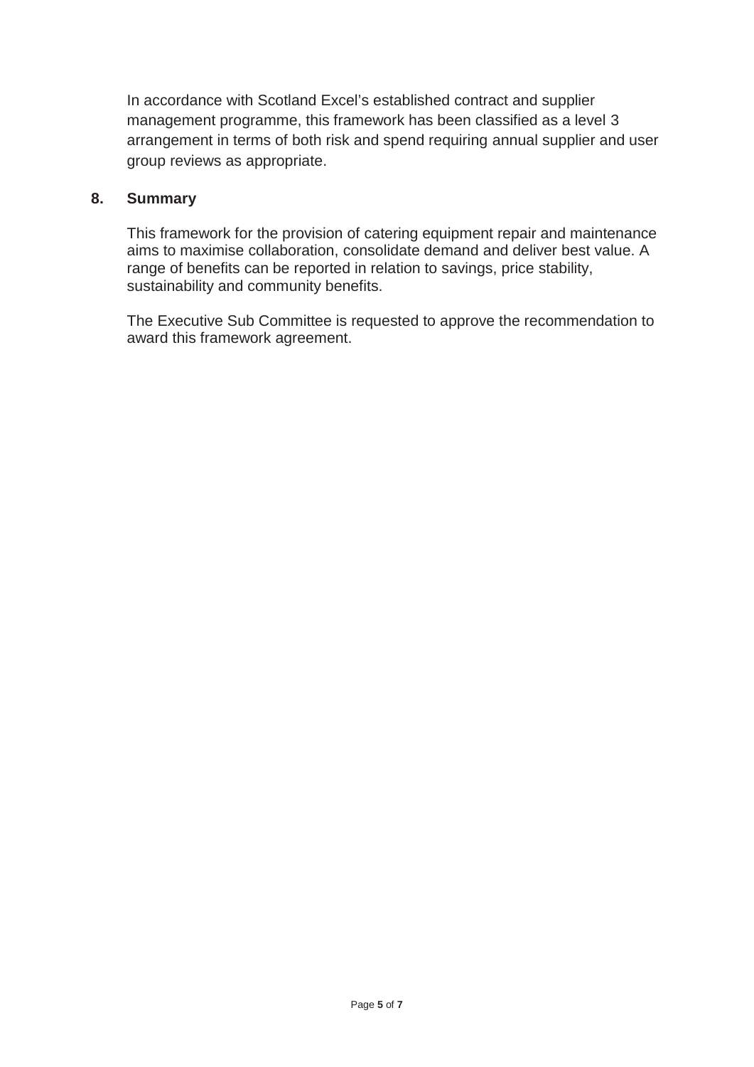In accordance with Scotland Excel's established contract and supplier management programme, this framework has been classified as a level 3 arrangement in terms of both risk and spend requiring annual supplier and user group reviews as appropriate.

## 8. Summary

This framework for the provision of catering equipment repair and maintenance aims to maximise collaboration, consolidate demand and deliver best value. A range of benefits can be reported in relation to savings, price stability, sustainability and community benefits.

The Executive Sub Committee is requested to approve the recommendation to award this framework agreement.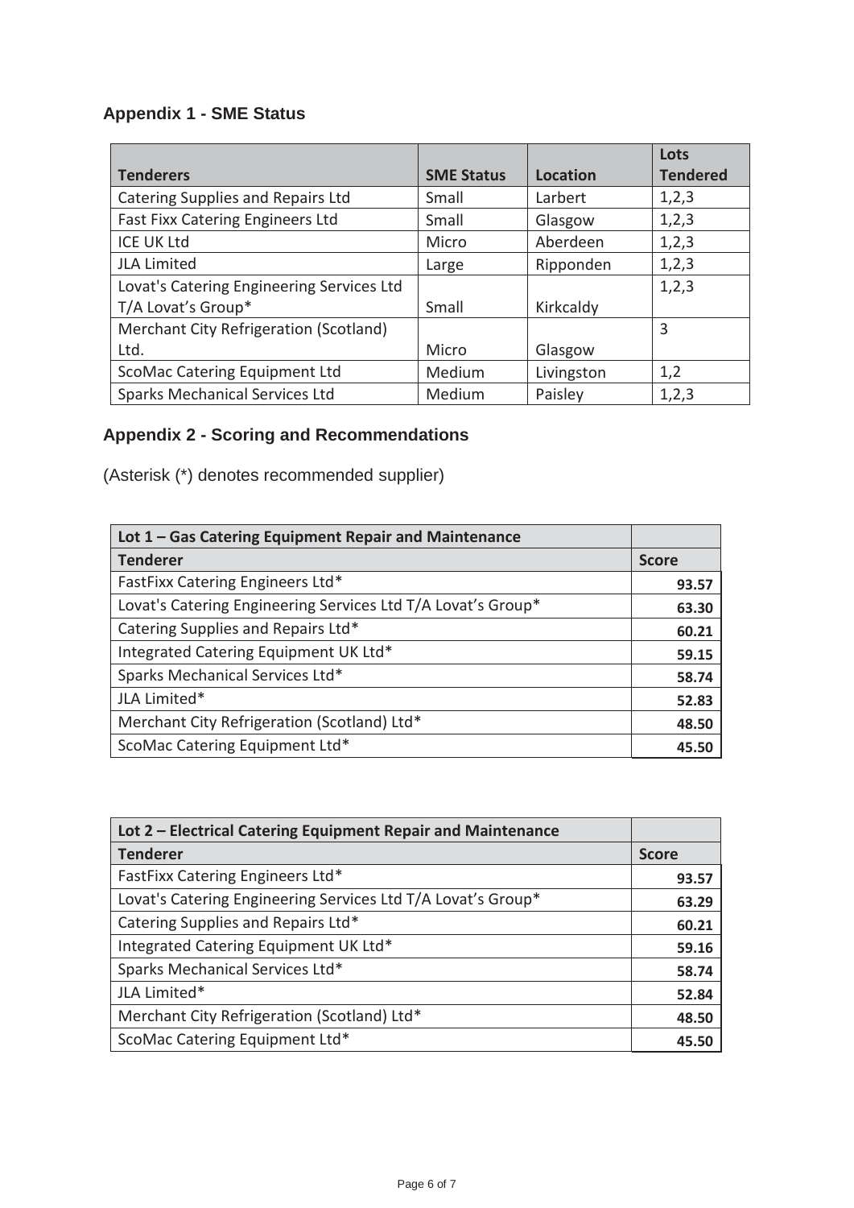## Appendix 1 - SME Status

| Tenderers | SME Status | Location | Lots Tendered |
|---|---|---|---|
| Catering Supplies and Repairs Ltd | Small | Larbert | 1,2,3 |
| Fast Fixx Catering Engineers Ltd | Small | Glasgow | 1,2,3 |
| ICE UK Ltd | Micro | Aberdeen | 1,2,3 |
| JLA Limited | Large | Ripponden | 1,2,3 |
| Lovat's Catering Engineering Services Ltd T/A Lovat's Group* | Small | Kirkcaldy | 1,2,3 |
| Merchant City Refrigeration (Scotland) Ltd. | Micro | Glasgow | 3 |
| ScoMac Catering Equipment Ltd | Medium | Livingston | 1,2 |
| Sparks Mechanical Services Ltd | Medium | Paisley | 1,2,3 |

## Appendix 2 - Scoring and Recommendations

(Asterisk (*) denotes recommended supplier)

| Lot 1 – Gas Catering Equipment Repair and Maintenance | |
|---|---|
| **Tenderer** | **Score** |
| FastFixx Catering Engineers Ltd* | 93.57 |
| Lovat's Catering Engineering Services Ltd T/A Lovat's Group* | 63.30 |
| Catering Supplies and Repairs Ltd* | 60.21 |
| Integrated Catering Equipment UK Ltd* | 59.15 |
| Sparks Mechanical Services Ltd* | 58.74 |
| JLA Limited* | 52.83 |
| Merchant City Refrigeration (Scotland) Ltd* | 48.50 |
| ScoMac Catering Equipment Ltd* | 45.50 |

| Lot 2 – Electrical Catering Equipment Repair and Maintenance | |
|---|---|
| **Tenderer** | **Score** |
| FastFixx Catering Engineers Ltd* | 93.57 |
| Lovat's Catering Engineering Services Ltd T/A Lovat's Group* | 63.29 |
| Catering Supplies and Repairs Ltd* | 60.21 |
| Integrated Catering Equipment UK Ltd* | 59.16 |
| Sparks Mechanical Services Ltd* | 58.74 |
| JLA Limited* | 52.84 |
| Merchant City Refrigeration (Scotland) Ltd* | 48.50 |
| ScoMac Catering Equipment Ltd* | 45.50 |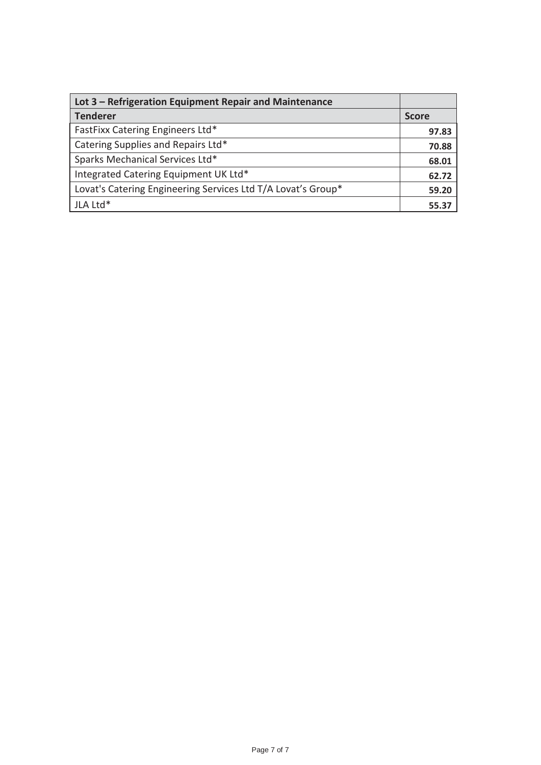| Lot 3 – Refrigeration Equipment Repair and Maintenance | |
|---|---|
| **Tenderer** | **Score** |
| FastFixx Catering Engineers Ltd* | **97.83** |
| Catering Supplies and Repairs Ltd* | **70.88** |
| Sparks Mechanical Services Ltd* | **68.01** |
| Integrated Catering Equipment UK Ltd* | **62.72** |
| Lovat's Catering Engineering Services Ltd T/A Lovat's Group* | **59.20** |
| JLA Ltd* | **55.37** |